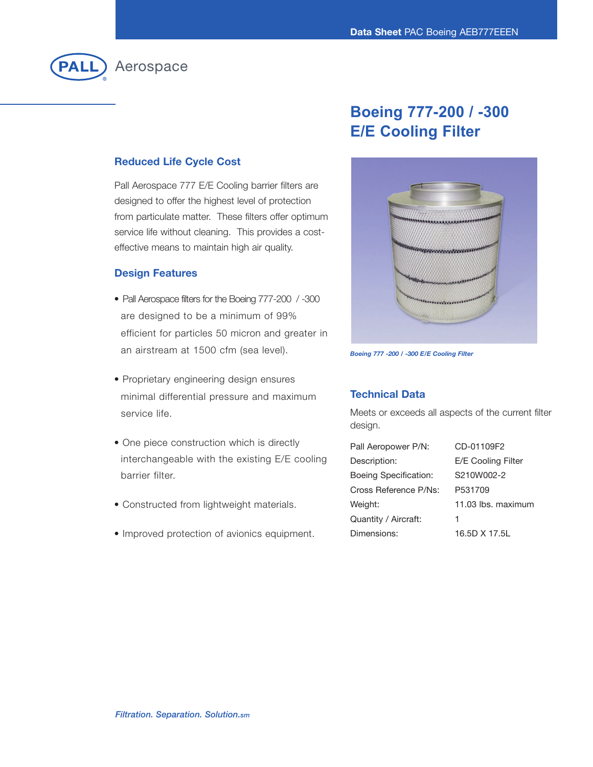Pall Aerospace

# Boeing 777-200 / -300 E/E Cooling Filter

## Reduced Life Cycle Cost

Pall Aerospace 777 E/E Cooling barrier filters are designed to offer the highest level of protection from particulate matter. These filters offer optimum service life without cleaning. This provides a cost-effective means to maintain high air quality.

## Design Features

- Pall Aerospace filters for the Boeing 777-200 / -300 are designed to be a minimum of 99% efficient for particles 50 micron and greater in an airstream at 1500 cfm (sea level).
- Proprietary engineering design ensures minimal differential pressure and maximum service life.
- One piece construction which is directly interchangeable with the existing E/E cooling barrier filter.
- Constructed from lightweight materials.
- Improved protection of avionics equipment.

*Boeing 777 -200 / -300 E/E Cooling Filter*

## Technical Data

Meets or exceeds all aspects of the current filter design.

| | |
|---|---|
| Pall Aeropower P/N: | CD-01109F2 |
| Description: | E/E Cooling Filter |
| Boeing Specification: | S210W002-2 |
| Cross Reference P/Ns: | P531709 |
| Weight: | 11.03 lbs. maximum |
| Quantity / Aircraft: | 1 |
| Dimensions: | 16.5D X 17.5L |

*Filtration. Separation. Solution.sm*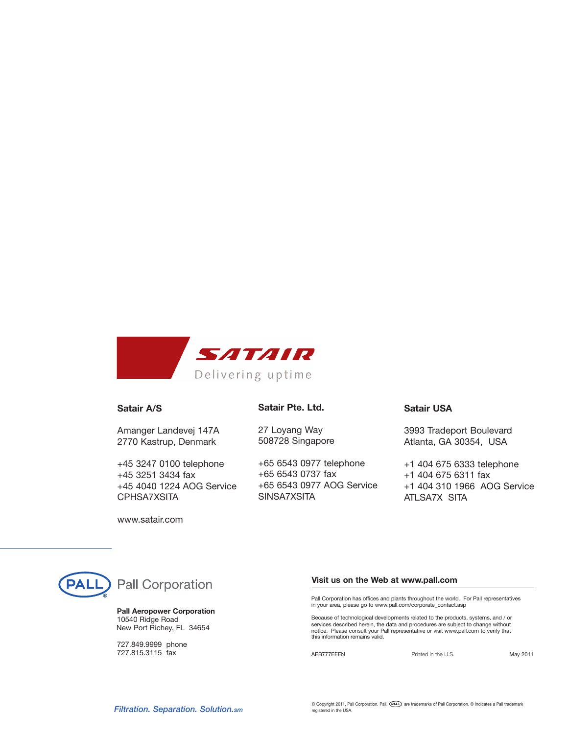SATAIR

Delivering uptime

**Satair A/S**

Amanger Landevej 147A
2770 Kastrup, Denmark

+45 3247 0100 telephone
+45 3251 3434 fax
+45 4040 1224 AOG Service
CPHSA7XSITA

www.satair.com

**Satair Pte. Ltd.**

27 Loyang Way
508728 Singapore

+65 6543 0977 telephone
+65 6543 0737 fax
+65 6543 0977 AOG Service
SINSA7XSITA

**Satair USA**

3993 Tradeport Boulevard
Atlanta, GA 30354, USA

+1 404 675 6333 telephone
+1 404 675 6311 fax
+1 404 310 1966 AOG Service
ATLSA7X SITA

PALL® Pall Corporation

**Pall Aeropower Corporation**
10540 Ridge Road
New Port Richey, FL 34654

727.849.9999 phone
727.815.3115 fax

**Visit us on the Web at www.pall.com**

Pall Corporation has offices and plants throughout the world. For Pall representatives in your area, please go to www.pall.com/corporate_contact.asp

Because of technological developments related to the products, systems, and / or services described herein, the data and procedures are subject to change without notice. Please consult your Pall representative or visit www.pall.com to verify that this information remains valid.

AEB777EEEN Printed in the U.S. May 2011

*Filtration. Separation. Solution.sm*

© Copyright 2011, Pall Corporation. Pall, PALL are trademarks of Pall Corporation. ® Indicates a Pall trademark registered in the USA.